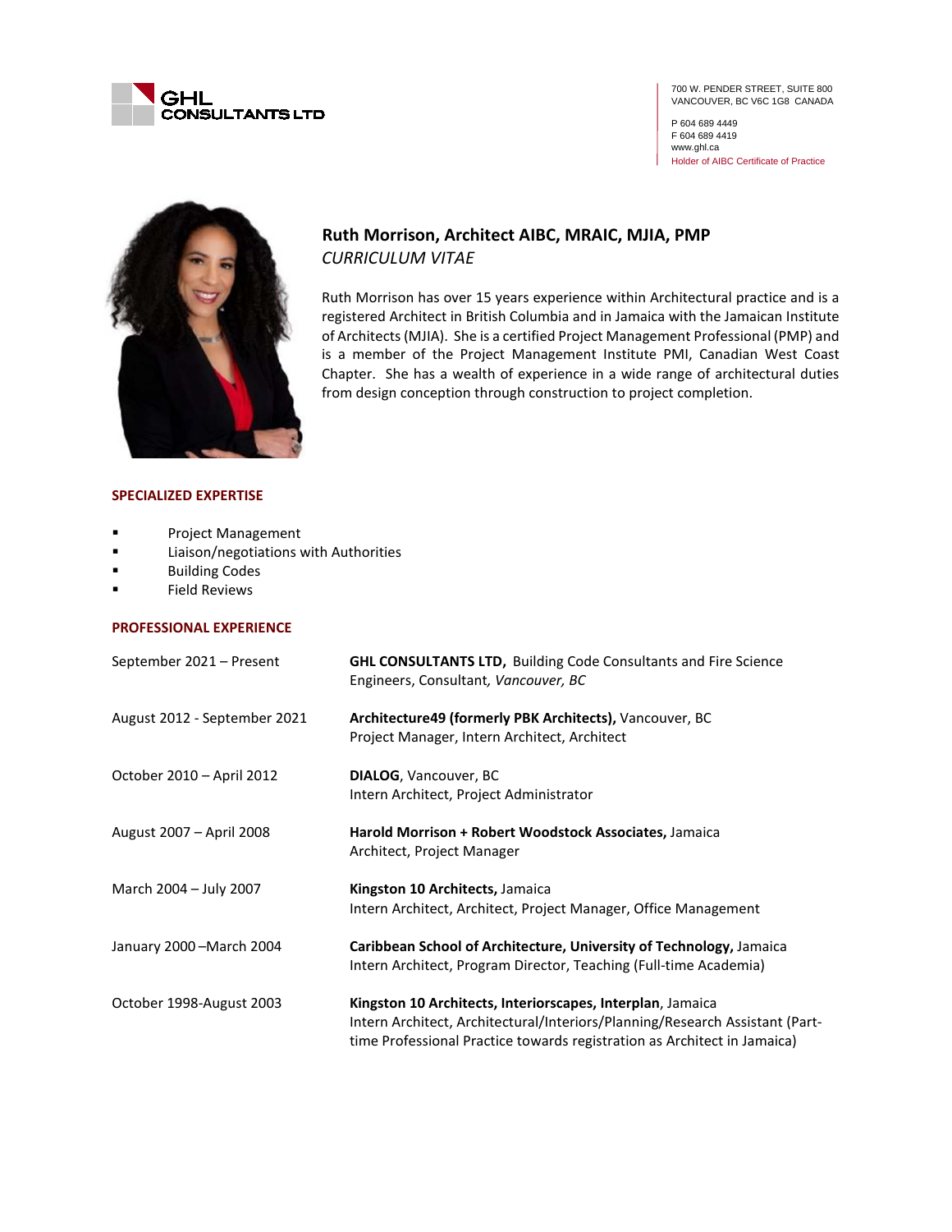GHL CONSULTANTS LTD

700 W. PENDER STREET, SUITE 800
VANCOUVER, BC V6C 1G8 CANADA

P 604 689 4449
F 604 689 4419
www.ghl.ca
Holder of AIBC Certificate of Practice

# Ruth Morrison, Architect AIBC, MRAIC, MJIA, PMP

*CURRICULUM VITAE*

Ruth Morrison has over 15 years experience within Architectural practice and is a registered Architect in British Columbia and in Jamaica with the Jamaican Institute of Architects (MJIA). She is a certified Project Management Professional (PMP) and is a member of the Project Management Institute PMI, Canadian West Coast Chapter. She has a wealth of experience in a wide range of architectural duties from design conception through construction to project completion.

## SPECIALIZED EXPERTISE

- Project Management
- Liaison/negotiations with Authorities
- Building Codes
- Field Reviews

## PROFESSIONAL EXPERIENCE

| | |
|---|---|
| September 2021 – Present | **GHL CONSULTANTS LTD,** Building Code Consultants and Fire Science Engineers, Consultant*, Vancouver, BC* |
| August 2012 - September 2021 | **Architecture49 (formerly PBK Architects),** Vancouver, BC<br>Project Manager, Intern Architect, Architect |
| October 2010 – April 2012 | **DIALOG**, Vancouver, BC<br>Intern Architect, Project Administrator |
| August 2007 – April 2008 | **Harold Morrison + Robert Woodstock Associates,** Jamaica<br>Architect, Project Manager |
| March 2004 – July 2007 | **Kingston 10 Architects,** Jamaica<br>Intern Architect, Architect, Project Manager, Office Management |
| January 2000 –March 2004 | **Caribbean School of Architecture, University of Technology,** Jamaica<br>Intern Architect, Program Director, Teaching (Full-time Academia) |
| October 1998-August 2003 | **Kingston 10 Architects, Interiorscapes, Interplan**, Jamaica<br>Intern Architect, Architectural/Interiors/Planning/Research Assistant (Part-time Professional Practice towards registration as Architect in Jamaica) |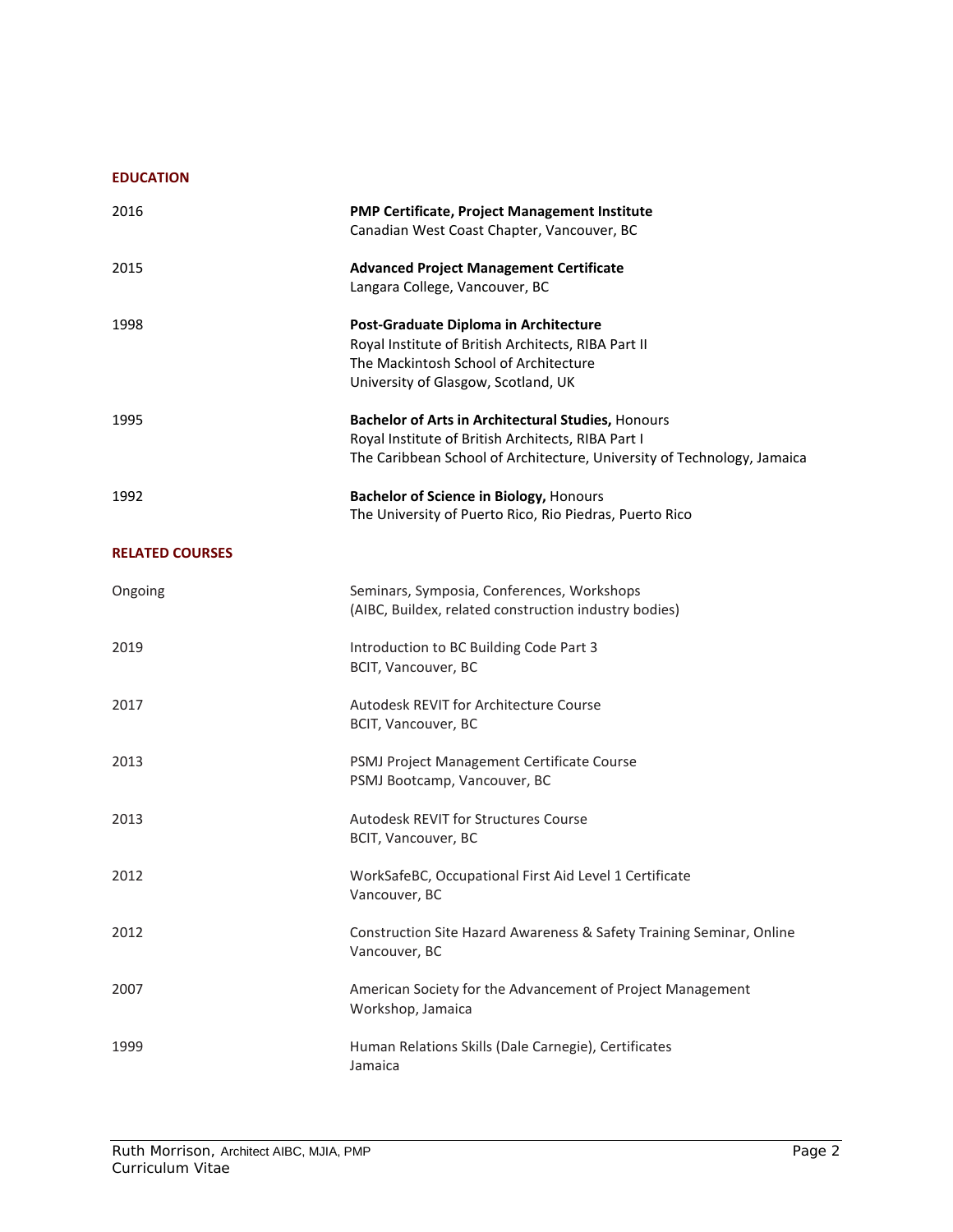## EDUCATION

2016 — **PMP Certificate, Project Management Institute**
Canadian West Coast Chapter, Vancouver, BC

2015 — **Advanced Project Management Certificate**
Langara College, Vancouver, BC

1998 — **Post-Graduate Diploma in Architecture**
Royal Institute of British Architects, RIBA Part II
The Mackintosh School of Architecture
University of Glasgow, Scotland, UK

1995 — **Bachelor of Arts in Architectural Studies,** Honours
Royal Institute of British Architects, RIBA Part I
The Caribbean School of Architecture, University of Technology, Jamaica

1992 — **Bachelor of Science in Biology,** Honours
The University of Puerto Rico, Rio Piedras, Puerto Rico

## RELATED COURSES

Ongoing — Seminars, Symposia, Conferences, Workshops
(AIBC, Buildex, related construction industry bodies)

2019 — Introduction to BC Building Code Part 3
BCIT, Vancouver, BC

2017 — Autodesk REVIT for Architecture Course
BCIT, Vancouver, BC

2013 — PSMJ Project Management Certificate Course
PSMJ Bootcamp, Vancouver, BC

2013 — Autodesk REVIT for Structures Course
BCIT, Vancouver, BC

2012 — WorkSafeBC, Occupational First Aid Level 1 Certificate
Vancouver, BC

2012 — Construction Site Hazard Awareness & Safety Training Seminar, Online
Vancouver, BC

2007 — American Society for the Advancement of Project Management
Workshop, Jamaica

1999 — Human Relations Skills (Dale Carnegie), Certificates
Jamaica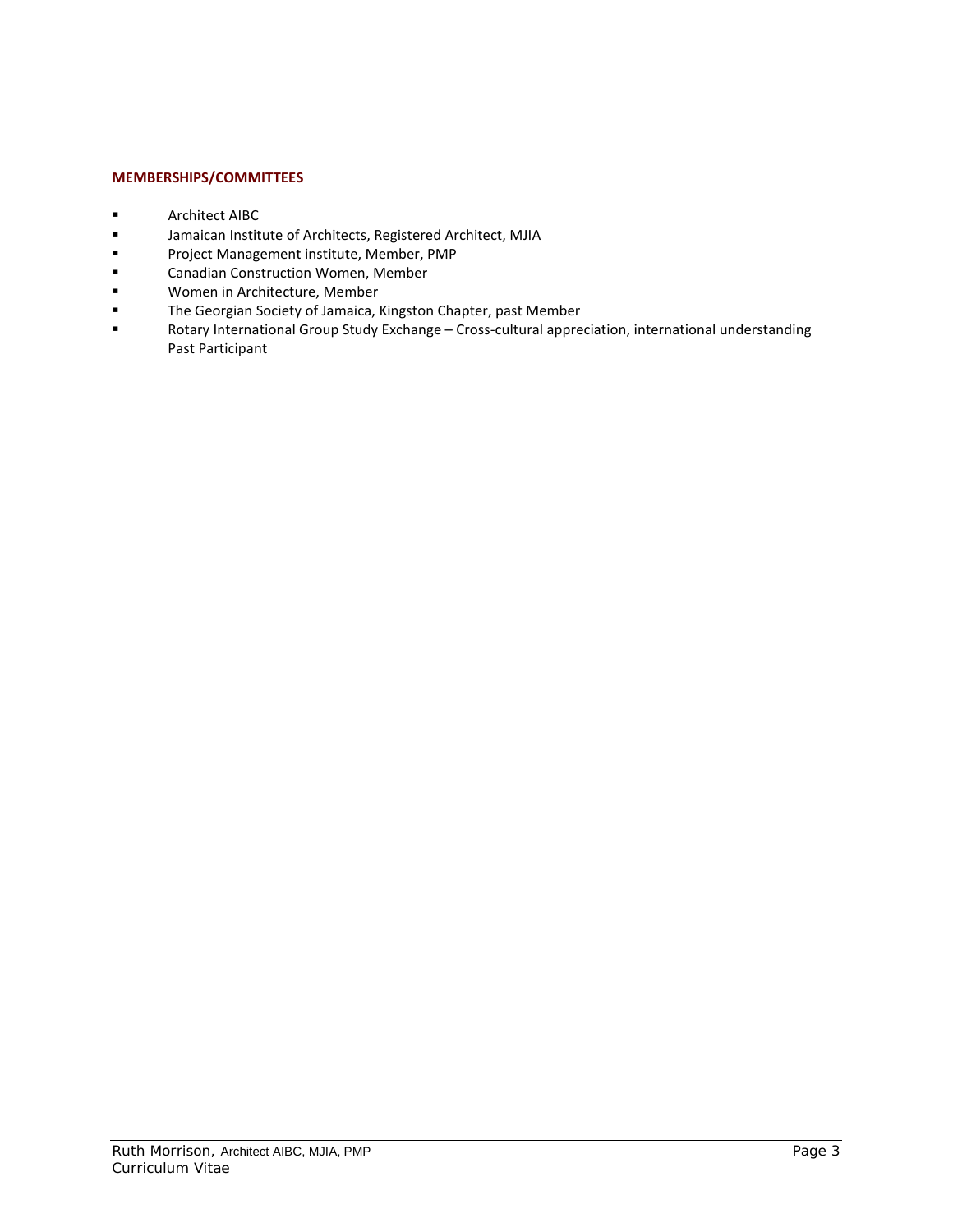**MEMBERSHIPS/COMMITTEES**

- Architect AIBC
- Jamaican Institute of Architects, Registered Architect, MJIA
- Project Management institute, Member, PMP
- Canadian Construction Women, Member
- Women in Architecture, Member
- The Georgian Society of Jamaica, Kingston Chapter, past Member
- Rotary International Group Study Exchange – Cross-cultural appreciation, international understanding Past Participant